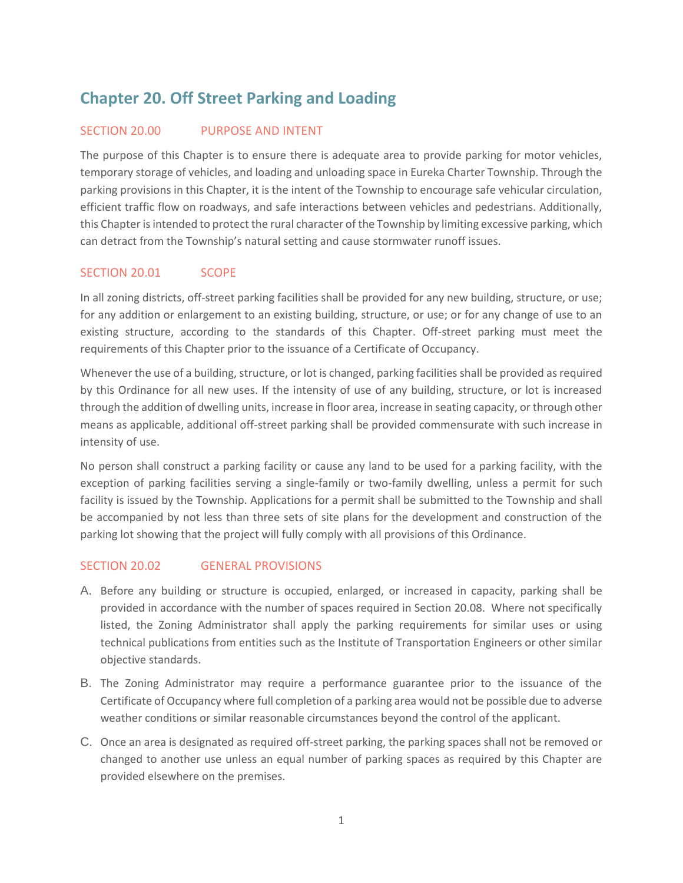# Chapter 20. Off Street Parking and Loading

## SECTION 20.00 PURPOSE AND INTENT

The purpose of this Chapter is to ensure there is adequate area to provide parking for motor vehicles, temporary storage of vehicles, and loading and unloading space in Eureka Charter Township. Through the parking provisions in this Chapter, it is the intent of the Township to encourage safe vehicular circulation, efficient traffic flow on roadways, and safe interactions between vehicles and pedestrians. Additionally, this Chapter is intended to protect the rural character of the Township by limiting excessive parking, which can detract from the Township's natural setting and cause stormwater runoff issues.

## SECTION 20.01 SCOPE

In all zoning districts, off-street parking facilities shall be provided for any new building, structure, or use; for any addition or enlargement to an existing building, structure, or use; or for any change of use to an existing structure, according to the standards of this Chapter. Off-street parking must meet the requirements of this Chapter prior to the issuance of a Certificate of Occupancy.

Whenever the use of a building, structure, or lot is changed, parking facilities shall be provided as required by this Ordinance for all new uses. If the intensity of use of any building, structure, or lot is increased through the addition of dwelling units, increase in floor area, increase in seating capacity, or through other means as applicable, additional off-street parking shall be provided commensurate with such increase in intensity of use.

No person shall construct a parking facility or cause any land to be used for a parking facility, with the exception of parking facilities serving a single-family or two-family dwelling, unless a permit for such facility is issued by the Township. Applications for a permit shall be submitted to the Township and shall be accompanied by not less than three sets of site plans for the development and construction of the parking lot showing that the project will fully comply with all provisions of this Ordinance.

## SECTION 20.02 GENERAL PROVISIONS

A. Before any building or structure is occupied, enlarged, or increased in capacity, parking shall be provided in accordance with the number of spaces required in Section 20.08. Where not specifically listed, the Zoning Administrator shall apply the parking requirements for similar uses or using technical publications from entities such as the Institute of Transportation Engineers or other similar objective standards.

B. The Zoning Administrator may require a performance guarantee prior to the issuance of the Certificate of Occupancy where full completion of a parking area would not be possible due to adverse weather conditions or similar reasonable circumstances beyond the control of the applicant.

C. Once an area is designated as required off-street parking, the parking spaces shall not be removed or changed to another use unless an equal number of parking spaces as required by this Chapter are provided elsewhere on the premises.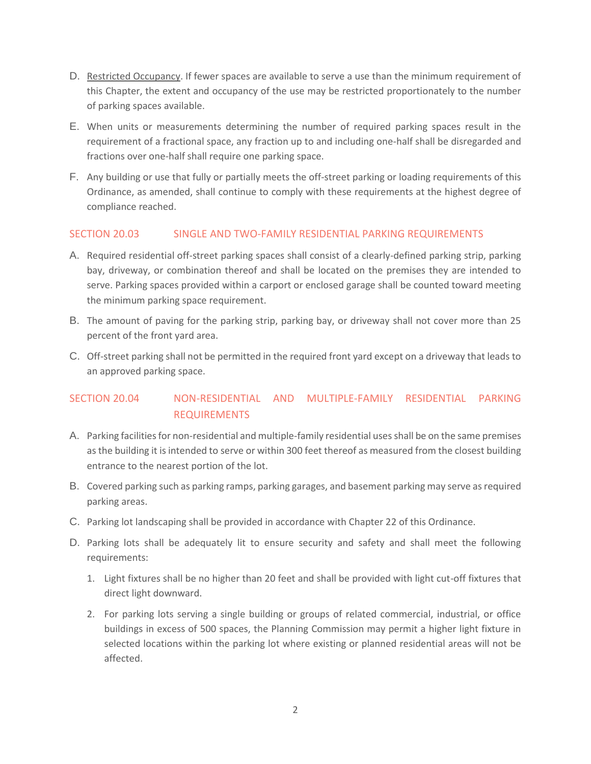D. Restricted Occupancy. If fewer spaces are available to serve a use than the minimum requirement of this Chapter, the extent and occupancy of the use may be restricted proportionately to the number of parking spaces available.

E. When units or measurements determining the number of required parking spaces result in the requirement of a fractional space, any fraction up to and including one-half shall be disregarded and fractions over one-half shall require one parking space.

F. Any building or use that fully or partially meets the off-street parking or loading requirements of this Ordinance, as amended, shall continue to comply with these requirements at the highest degree of compliance reached.

## SECTION 20.03 SINGLE AND TWO-FAMILY RESIDENTIAL PARKING REQUIREMENTS

A. Required residential off-street parking spaces shall consist of a clearly-defined parking strip, parking bay, driveway, or combination thereof and shall be located on the premises they are intended to serve. Parking spaces provided within a carport or enclosed garage shall be counted toward meeting the minimum parking space requirement.

B. The amount of paving for the parking strip, parking bay, or driveway shall not cover more than 25 percent of the front yard area.

C. Off-street parking shall not be permitted in the required front yard except on a driveway that leads to an approved parking space.

## SECTION 20.04 NON-RESIDENTIAL AND MULTIPLE-FAMILY RESIDENTIAL PARKING REQUIREMENTS

A. Parking facilities for non-residential and multiple-family residential uses shall be on the same premises as the building it is intended to serve or within 300 feet thereof as measured from the closest building entrance to the nearest portion of the lot.

B. Covered parking such as parking ramps, parking garages, and basement parking may serve as required parking areas.

C. Parking lot landscaping shall be provided in accordance with Chapter 22 of this Ordinance.

D. Parking lots shall be adequately lit to ensure security and safety and shall meet the following requirements:

1. Light fixtures shall be no higher than 20 feet and shall be provided with light cut-off fixtures that direct light downward.

2. For parking lots serving a single building or groups of related commercial, industrial, or office buildings in excess of 500 spaces, the Planning Commission may permit a higher light fixture in selected locations within the parking lot where existing or planned residential areas will not be affected.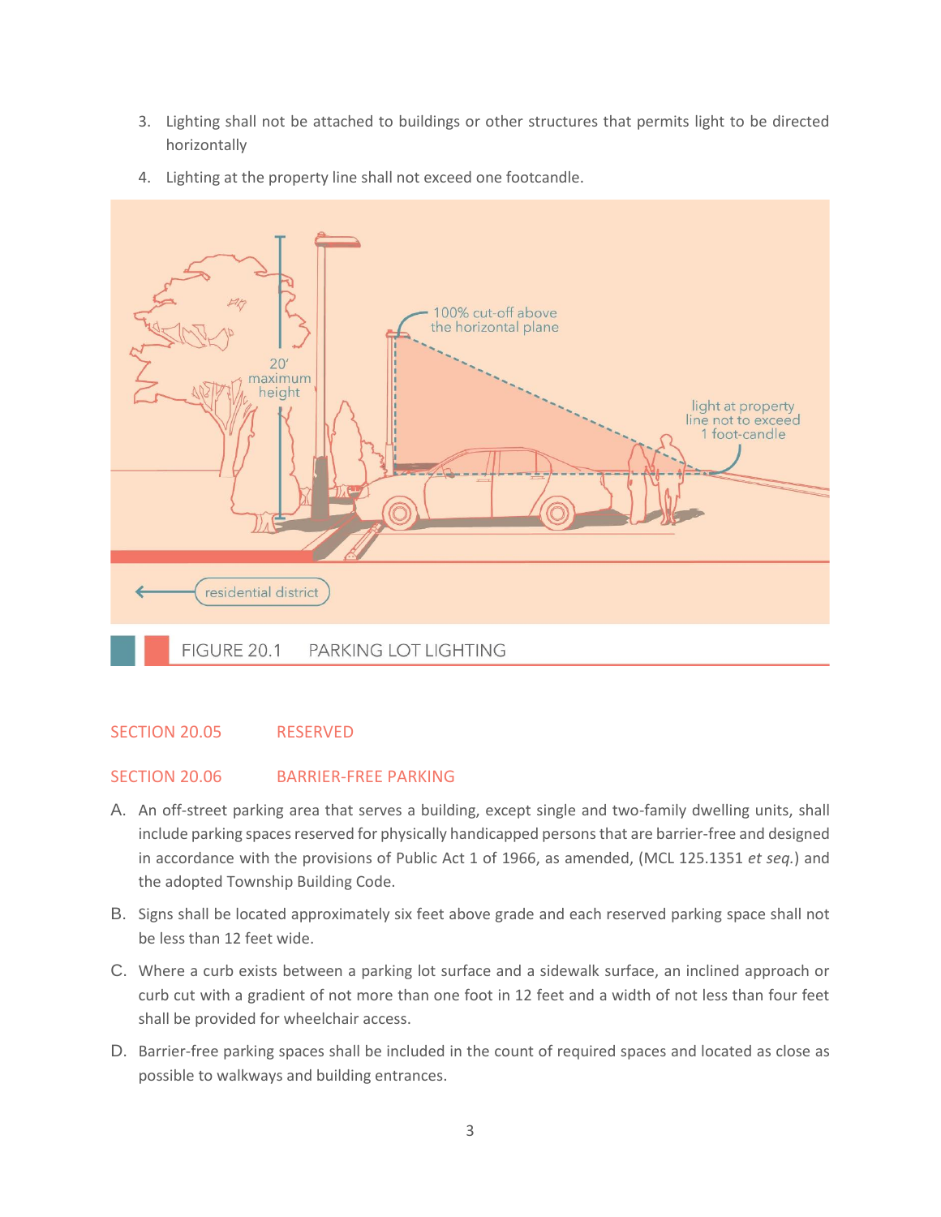3. Lighting shall not be attached to buildings or other structures that permits light to be directed horizontally

4. Lighting at the property line shall not exceed one footcandle.

FIGURE 20.1 PARKING LOT LIGHTING

## SECTION 20.05 RESERVED

## SECTION 20.06 BARRIER-FREE PARKING

A. An off-street parking area that serves a building, except single and two-family dwelling units, shall include parking spaces reserved for physically handicapped persons that are barrier-free and designed in accordance with the provisions of Public Act 1 of 1966, as amended, (MCL 125.1351 *et seq.*) and the adopted Township Building Code.

B. Signs shall be located approximately six feet above grade and each reserved parking space shall not be less than 12 feet wide.

C. Where a curb exists between a parking lot surface and a sidewalk surface, an inclined approach or curb cut with a gradient of not more than one foot in 12 feet and a width of not less than four feet shall be provided for wheelchair access.

D. Barrier-free parking spaces shall be included in the count of required spaces and located as close as possible to walkways and building entrances.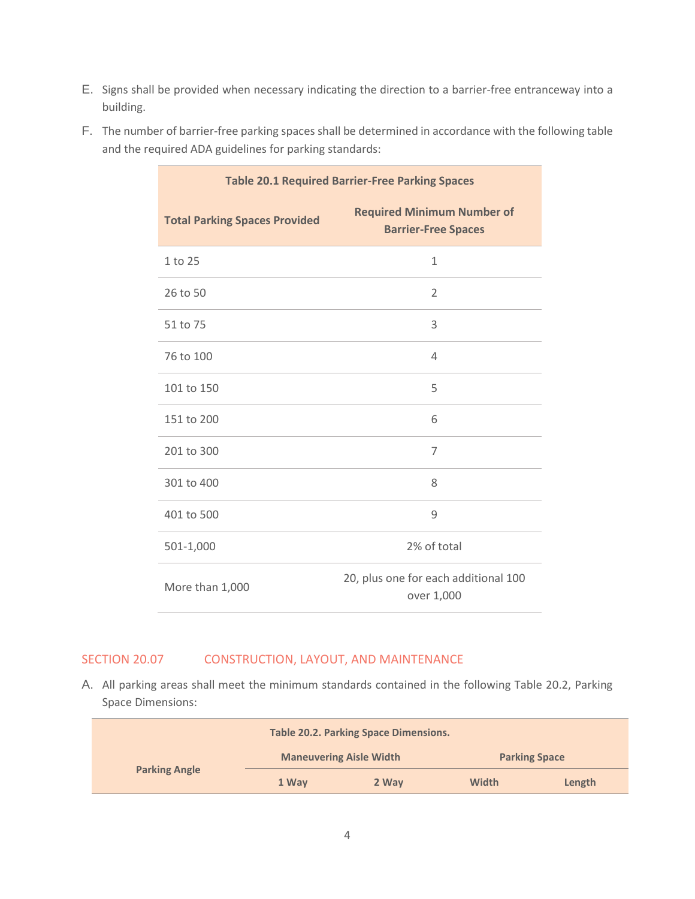E. Signs shall be provided when necessary indicating the direction to a barrier-free entranceway into a building.

F. The number of barrier-free parking spaces shall be determined in accordance with the following table and the required ADA guidelines for parking standards:

**Table 20.1 Required Barrier-Free Parking Spaces**

| Total Parking Spaces Provided | Required Minimum Number of Barrier-Free Spaces |
|---|---|
| 1 to 25 | 1 |
| 26 to 50 | 2 |
| 51 to 75 | 3 |
| 76 to 100 | 4 |
| 101 to 150 | 5 |
| 151 to 200 | 6 |
| 201 to 300 | 7 |
| 301 to 400 | 8 |
| 401 to 500 | 9 |
| 501-1,000 | 2% of total |
| More than 1,000 | 20, plus one for each additional 100 over 1,000 |

## SECTION 20.07 CONSTRUCTION, LAYOUT, AND MAINTENANCE

A. All parking areas shall meet the minimum standards contained in the following Table 20.2, Parking Space Dimensions:

**Table 20.2. Parking Space Dimensions.**

| Parking Angle | Maneuvering Aisle Width | | Parking Space | |
|---|---|---|---|---|
| | 1 Way | 2 Way | Width | Length |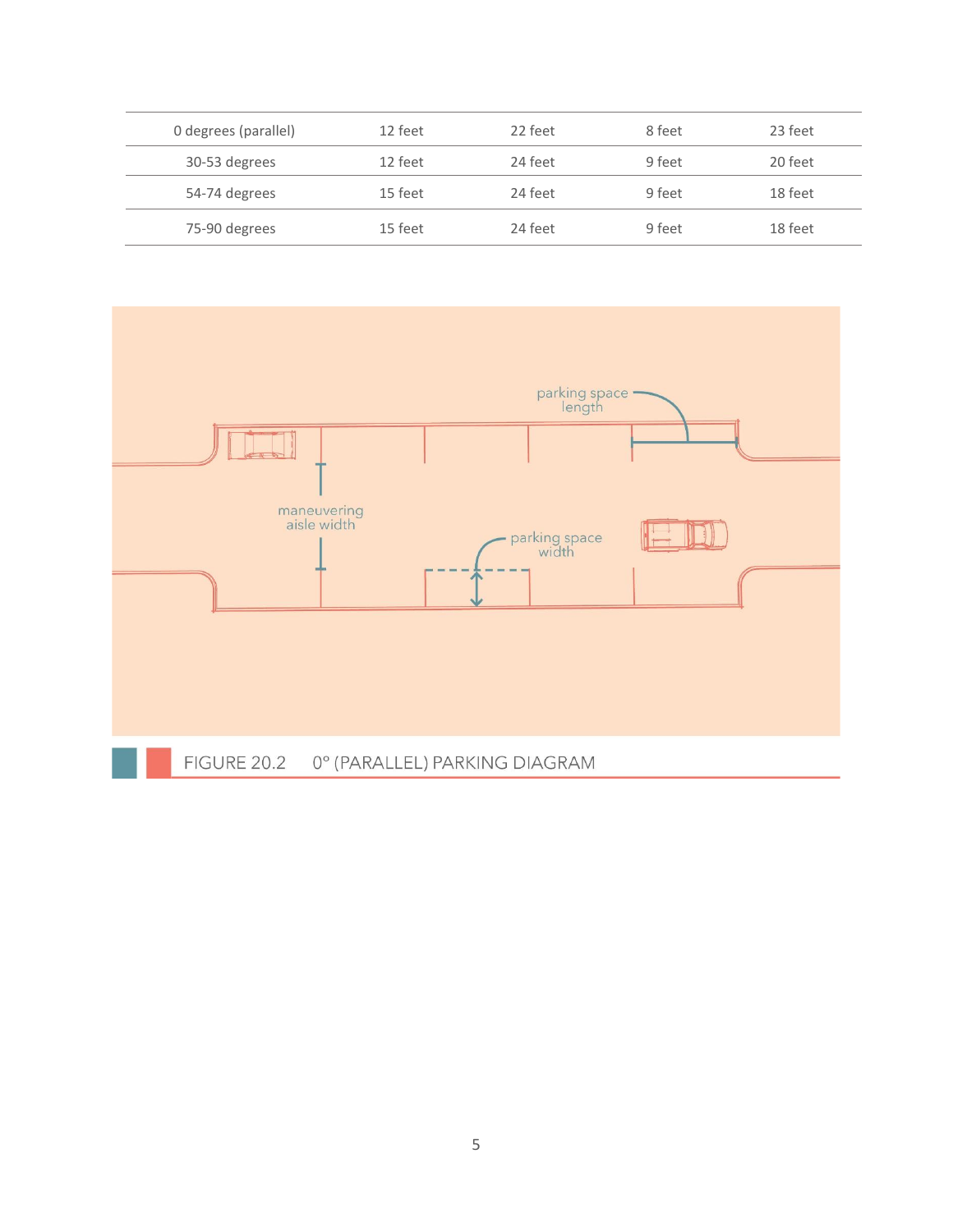| | | | | |
|---|---|---|---|---|
| 0 degrees (parallel) | 12 feet | 22 feet | 8 feet | 23 feet |
| 30-53 degrees | 12 feet | 24 feet | 9 feet | 20 feet |
| 54-74 degrees | 15 feet | 24 feet | 9 feet | 18 feet |
| 75-90 degrees | 15 feet | 24 feet | 9 feet | 18 feet |

FIGURE 20.2 0° (PARALLEL) PARKING DIAGRAM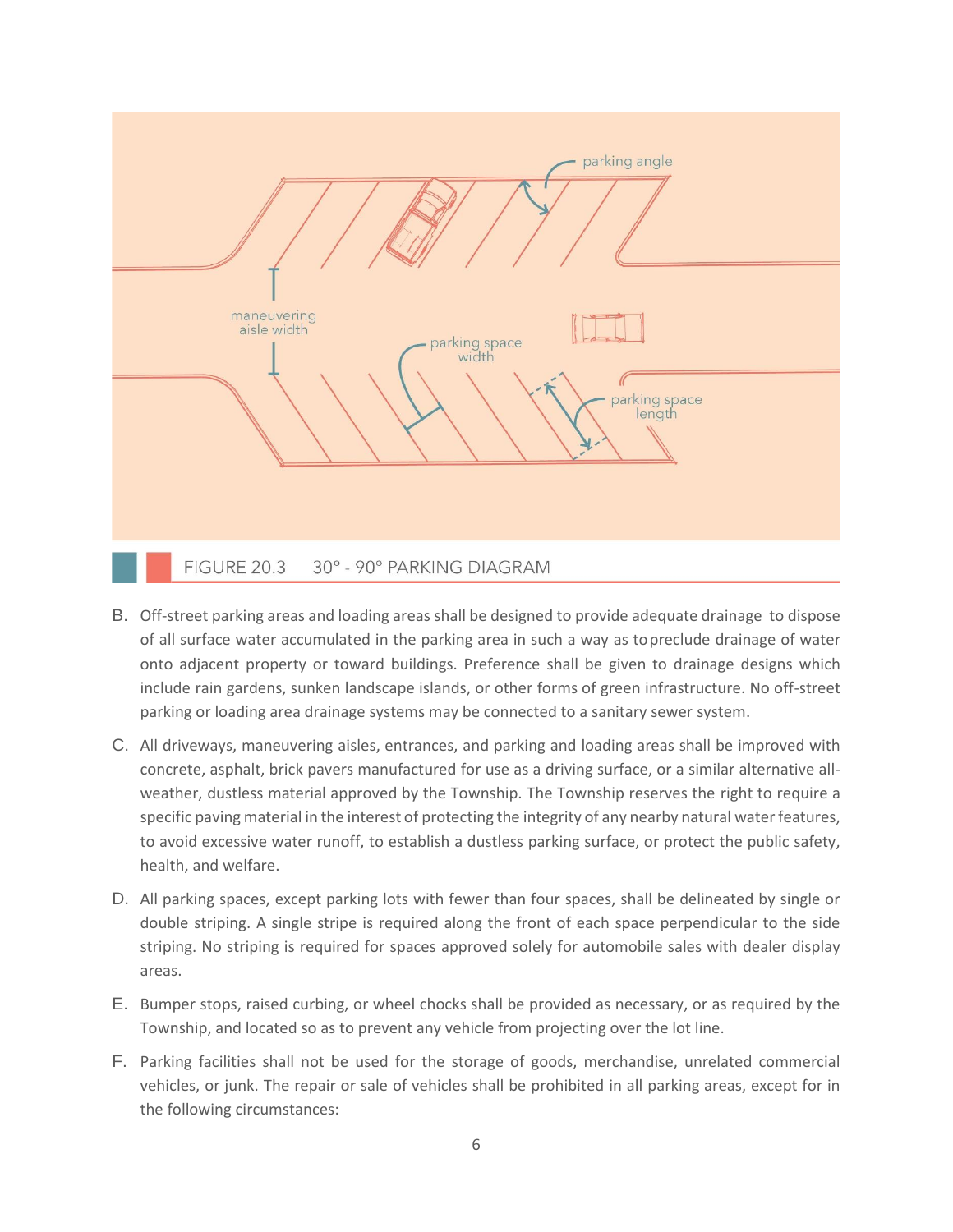FIGURE 20.3 30° - 90° PARKING DIAGRAM

B. Off-street parking areas and loading areas shall be designed to provide adequate drainage to dispose of all surface water accumulated in the parking area in such a way as to preclude drainage of water onto adjacent property or toward buildings. Preference shall be given to drainage designs which include rain gardens, sunken landscape islands, or other forms of green infrastructure. No off-street parking or loading area drainage systems may be connected to a sanitary sewer system.

C. All driveways, maneuvering aisles, entrances, and parking and loading areas shall be improved with concrete, asphalt, brick pavers manufactured for use as a driving surface, or a similar alternative all-weather, dustless material approved by the Township. The Township reserves the right to require a specific paving material in the interest of protecting the integrity of any nearby natural water features, to avoid excessive water runoff, to establish a dustless parking surface, or protect the public safety, health, and welfare.

D. All parking spaces, except parking lots with fewer than four spaces, shall be delineated by single or double striping. A single stripe is required along the front of each space perpendicular to the side striping. No striping is required for spaces approved solely for automobile sales with dealer display areas.

E. Bumper stops, raised curbing, or wheel chocks shall be provided as necessary, or as required by the Township, and located so as to prevent any vehicle from projecting over the lot line.

F. Parking facilities shall not be used for the storage of goods, merchandise, unrelated commercial vehicles, or junk. The repair or sale of vehicles shall be prohibited in all parking areas, except for in the following circumstances: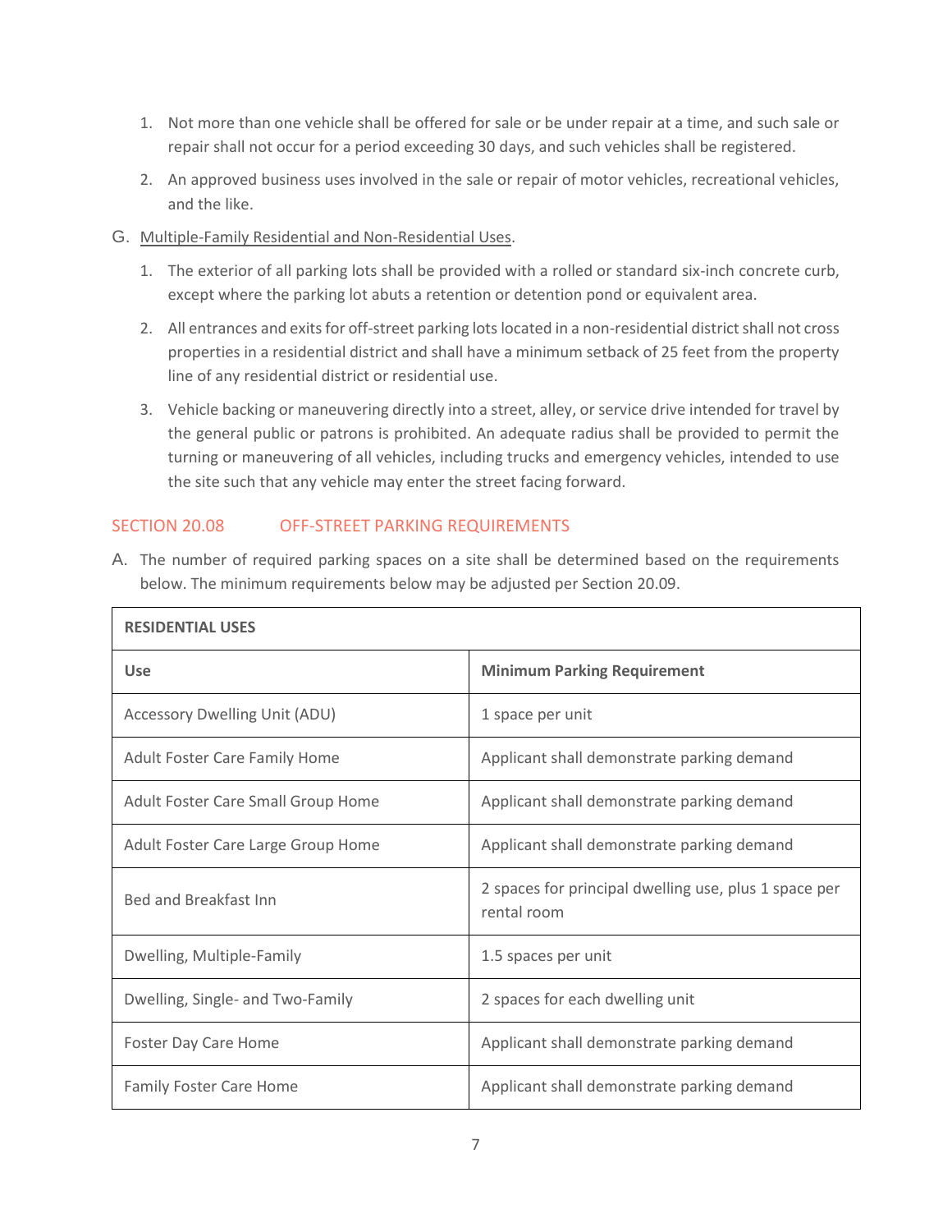1. Not more than one vehicle shall be offered for sale or be under repair at a time, and such sale or repair shall not occur for a period exceeding 30 days, and such vehicles shall be registered.
2. An approved business uses involved in the sale or repair of motor vehicles, recreational vehicles, and the like.

G. Multiple-Family Residential and Non-Residential Uses.

1. The exterior of all parking lots shall be provided with a rolled or standard six-inch concrete curb, except where the parking lot abuts a retention or detention pond or equivalent area.
2. All entrances and exits for off-street parking lots located in a non-residential district shall not cross properties in a residential district and shall have a minimum setback of 25 feet from the property line of any residential district or residential use.
3. Vehicle backing or maneuvering directly into a street, alley, or service drive intended for travel by the general public or patrons is prohibited. An adequate radius shall be provided to permit the turning or maneuvering of all vehicles, including trucks and emergency vehicles, intended to use the site such that any vehicle may enter the street facing forward.

## SECTION 20.08 OFF-STREET PARKING REQUIREMENTS

A. The number of required parking spaces on a site shall be determined based on the requirements below. The minimum requirements below may be adjusted per Section 20.09.

| **RESIDENTIAL USES** | |
|---|---|
| **Use** | **Minimum Parking Requirement** |
| Accessory Dwelling Unit (ADU) | 1 space per unit |
| Adult Foster Care Family Home | Applicant shall demonstrate parking demand |
| Adult Foster Care Small Group Home | Applicant shall demonstrate parking demand |
| Adult Foster Care Large Group Home | Applicant shall demonstrate parking demand |
| Bed and Breakfast Inn | 2 spaces for principal dwelling use, plus 1 space per rental room |
| Dwelling, Multiple-Family | 1.5 spaces per unit |
| Dwelling, Single- and Two-Family | 2 spaces for each dwelling unit |
| Foster Day Care Home | Applicant shall demonstrate parking demand |
| Family Foster Care Home | Applicant shall demonstrate parking demand |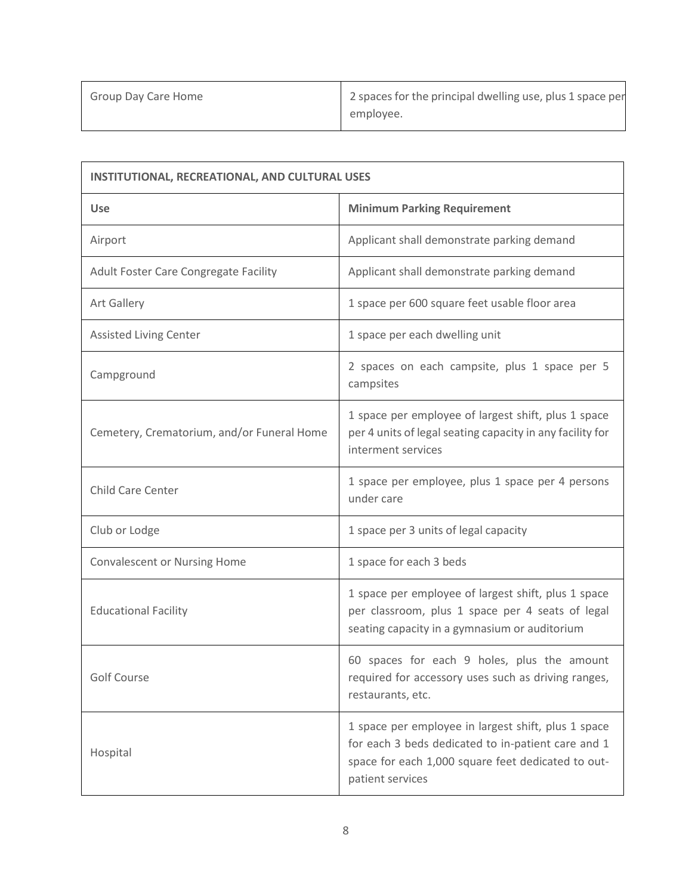| Group Day Care Home | 2 spaces for the principal dwelling use, plus 1 space per employee. |
|---|---|

| INSTITUTIONAL, RECREATIONAL, AND CULTURAL USES | |
|---|---|
| **Use** | **Minimum Parking Requirement** |
| Airport | Applicant shall demonstrate parking demand |
| Adult Foster Care Congregate Facility | Applicant shall demonstrate parking demand |
| Art Gallery | 1 space per 600 square feet usable floor area |
| Assisted Living Center | 1 space per each dwelling unit |
| Campground | 2 spaces on each campsite, plus 1 space per 5 campsites |
| Cemetery, Crematorium, and/or Funeral Home | 1 space per employee of largest shift, plus 1 space per 4 units of legal seating capacity in any facility for interment services |
| Child Care Center | 1 space per employee, plus 1 space per 4 persons under care |
| Club or Lodge | 1 space per 3 units of legal capacity |
| Convalescent or Nursing Home | 1 space for each 3 beds |
| Educational Facility | 1 space per employee of largest shift, plus 1 space per classroom, plus 1 space per 4 seats of legal seating capacity in a gymnasium or auditorium |
| Golf Course | 60 spaces for each 9 holes, plus the amount required for accessory uses such as driving ranges, restaurants, etc. |
| Hospital | 1 space per employee in largest shift, plus 1 space for each 3 beds dedicated to in-patient care and 1 space for each 1,000 square feet dedicated to out-patient services |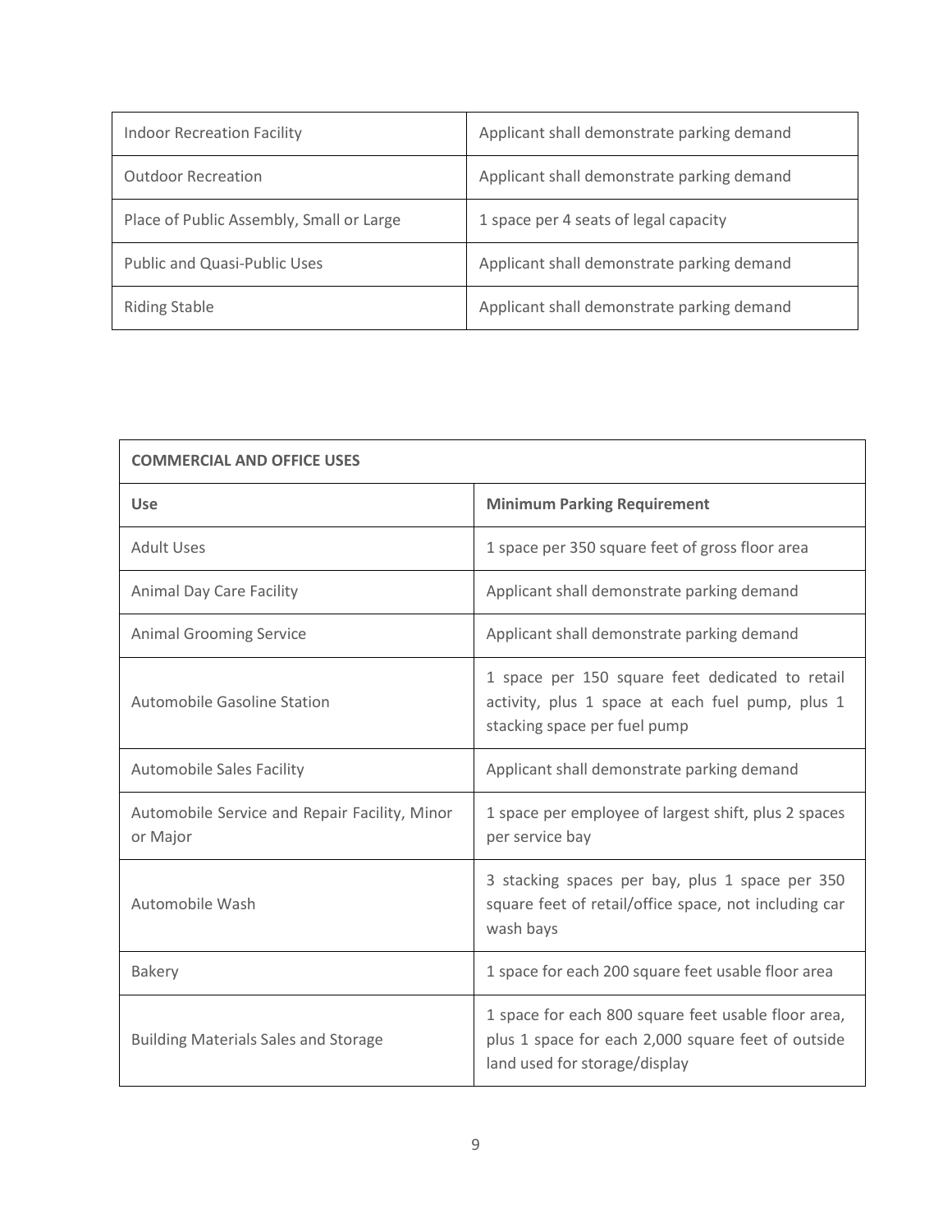| | |
|---|---|
| Indoor Recreation Facility | Applicant shall demonstrate parking demand |
| Outdoor Recreation | Applicant shall demonstrate parking demand |
| Place of Public Assembly, Small or Large | 1 space per 4 seats of legal capacity |
| Public and Quasi-Public Uses | Applicant shall demonstrate parking demand |
| Riding Stable | Applicant shall demonstrate parking demand |

| **COMMERCIAL AND OFFICE USES** | |
|---|---|
| **Use** | **Minimum Parking Requirement** |
| Adult Uses | 1 space per 350 square feet of gross floor area |
| Animal Day Care Facility | Applicant shall demonstrate parking demand |
| Animal Grooming Service | Applicant shall demonstrate parking demand |
| Automobile Gasoline Station | 1 space per 150 square feet dedicated to retail activity, plus 1 space at each fuel pump, plus 1 stacking space per fuel pump |
| Automobile Sales Facility | Applicant shall demonstrate parking demand |
| Automobile Service and Repair Facility, Minor or Major | 1 space per employee of largest shift, plus 2 spaces per service bay |
| Automobile Wash | 3 stacking spaces per bay, plus 1 space per 350 square feet of retail/office space, not including car wash bays |
| Bakery | 1 space for each 200 square feet usable floor area |
| Building Materials Sales and Storage | 1 space for each 800 square feet usable floor area, plus 1 space for each 2,000 square feet of outside land used for storage/display |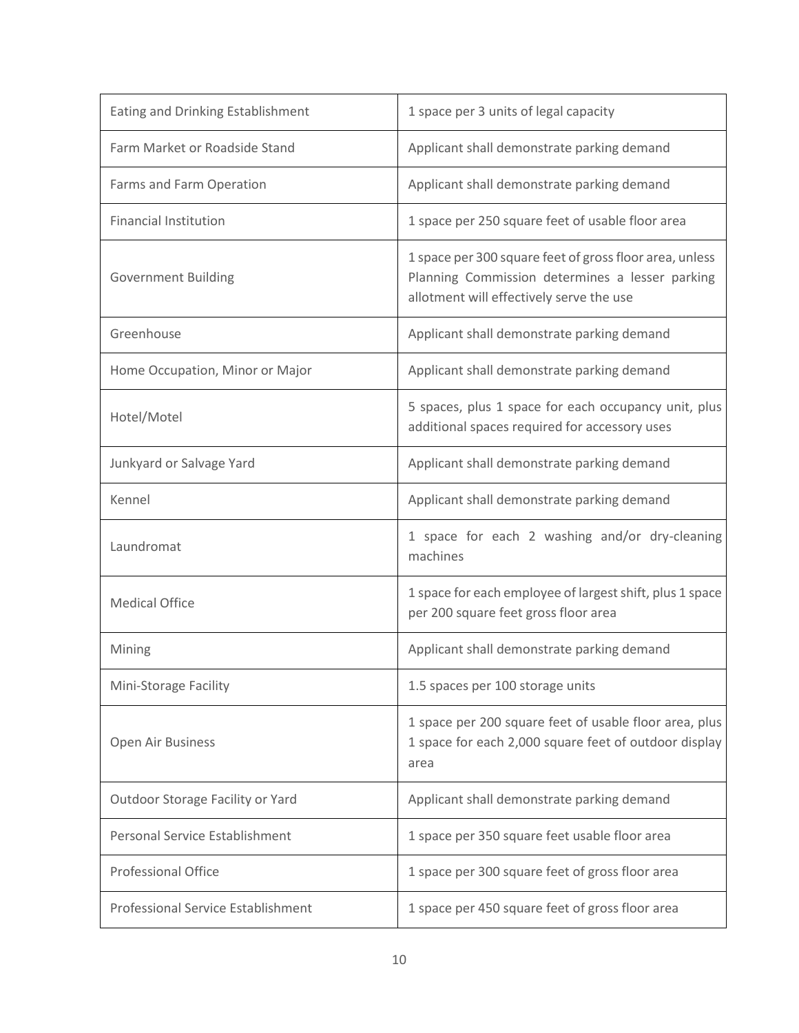| Eating and Drinking Establishment | 1 space per 3 units of legal capacity |
|---|---|
| Farm Market or Roadside Stand | Applicant shall demonstrate parking demand |
| Farms and Farm Operation | Applicant shall demonstrate parking demand |
| Financial Institution | 1 space per 250 square feet of usable floor area |
| Government Building | 1 space per 300 square feet of gross floor area, unless Planning Commission determines a lesser parking allotment will effectively serve the use |
| Greenhouse | Applicant shall demonstrate parking demand |
| Home Occupation, Minor or Major | Applicant shall demonstrate parking demand |
| Hotel/Motel | 5 spaces, plus 1 space for each occupancy unit, plus additional spaces required for accessory uses |
| Junkyard or Salvage Yard | Applicant shall demonstrate parking demand |
| Kennel | Applicant shall demonstrate parking demand |
| Laundromat | 1 space for each 2 washing and/or dry-cleaning machines |
| Medical Office | 1 space for each employee of largest shift, plus 1 space per 200 square feet gross floor area |
| Mining | Applicant shall demonstrate parking demand |
| Mini-Storage Facility | 1.5 spaces per 100 storage units |
| Open Air Business | 1 space per 200 square feet of usable floor area, plus 1 space for each 2,000 square feet of outdoor display area |
| Outdoor Storage Facility or Yard | Applicant shall demonstrate parking demand |
| Personal Service Establishment | 1 space per 350 square feet usable floor area |
| Professional Office | 1 space per 300 square feet of gross floor area |
| Professional Service Establishment | 1 space per 450 square feet of gross floor area |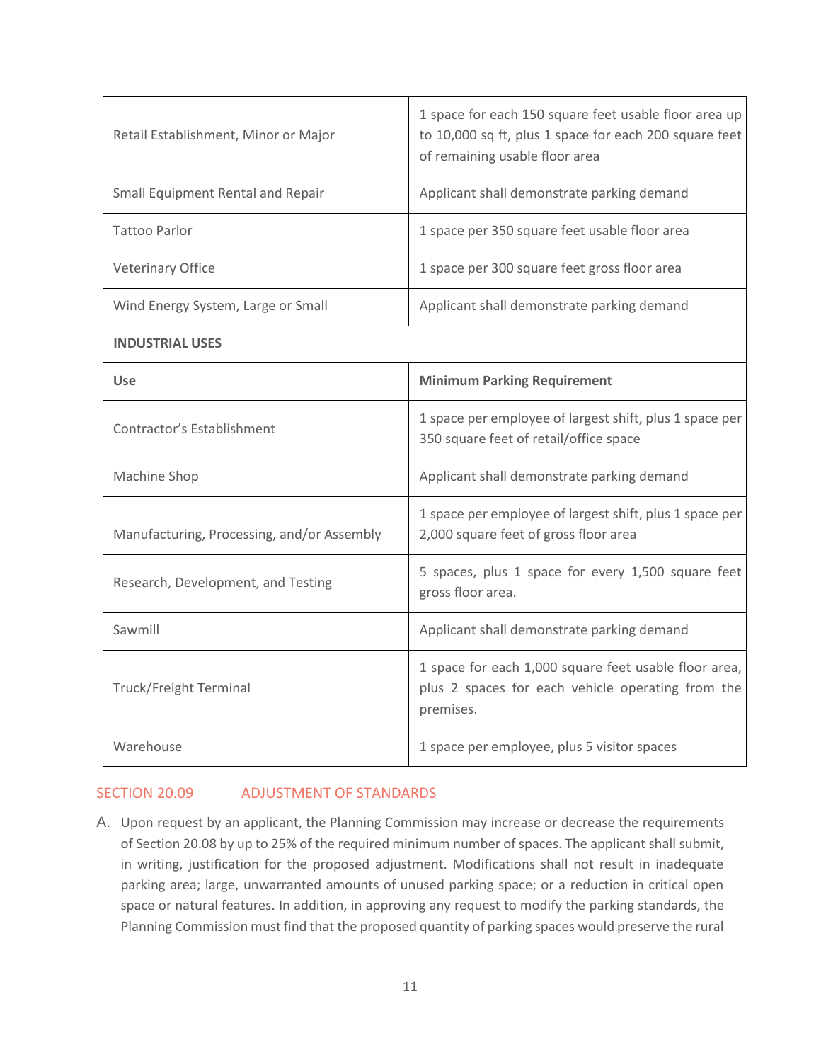| | |
|---|---|
| Retail Establishment, Minor or Major | 1 space for each 150 square feet usable floor area up to 10,000 sq ft, plus 1 space for each 200 square feet of remaining usable floor area |
| Small Equipment Rental and Repair | Applicant shall demonstrate parking demand |
| Tattoo Parlor | 1 space per 350 square feet usable floor area |
| Veterinary Office | 1 space per 300 square feet gross floor area |
| Wind Energy System, Large or Small | Applicant shall demonstrate parking demand |
| **INDUSTRIAL USES** | |
| **Use** | **Minimum Parking Requirement** |
| Contractor's Establishment | 1 space per employee of largest shift, plus 1 space per 350 square feet of retail/office space |
| Machine Shop | Applicant shall demonstrate parking demand |
| Manufacturing, Processing, and/or Assembly | 1 space per employee of largest shift, plus 1 space per 2,000 square feet of gross floor area |
| Research, Development, and Testing | 5 spaces, plus 1 space for every 1,500 square feet gross floor area. |
| Sawmill | Applicant shall demonstrate parking demand |
| Truck/Freight Terminal | 1 space for each 1,000 square feet usable floor area, plus 2 spaces for each vehicle operating from the premises. |
| Warehouse | 1 space per employee, plus 5 visitor spaces |

## SECTION 20.09 ADJUSTMENT OF STANDARDS

A. Upon request by an applicant, the Planning Commission may increase or decrease the requirements of Section 20.08 by up to 25% of the required minimum number of spaces. The applicant shall submit, in writing, justification for the proposed adjustment. Modifications shall not result in inadequate parking area; large, unwarranted amounts of unused parking space; or a reduction in critical open space or natural features. In addition, in approving any request to modify the parking standards, the Planning Commission must find that the proposed quantity of parking spaces would preserve the rural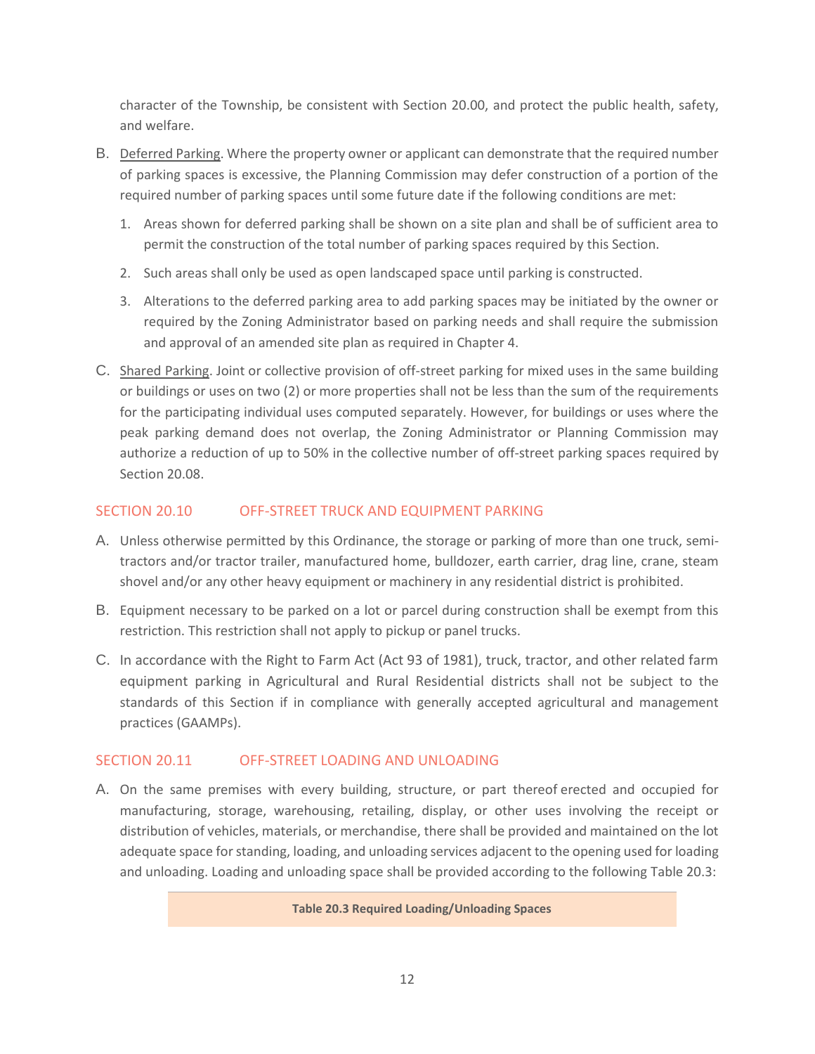character of the Township, be consistent with Section 20.00, and protect the public health, safety, and welfare.

B. Deferred Parking. Where the property owner or applicant can demonstrate that the required number of parking spaces is excessive, the Planning Commission may defer construction of a portion of the required number of parking spaces until some future date if the following conditions are met:

   1. Areas shown for deferred parking shall be shown on a site plan and shall be of sufficient area to permit the construction of the total number of parking spaces required by this Section.

   2. Such areas shall only be used as open landscaped space until parking is constructed.

   3. Alterations to the deferred parking area to add parking spaces may be initiated by the owner or required by the Zoning Administrator based on parking needs and shall require the submission and approval of an amended site plan as required in Chapter 4.

C. Shared Parking. Joint or collective provision of off-street parking for mixed uses in the same building or buildings or uses on two (2) or more properties shall not be less than the sum of the requirements for the participating individual uses computed separately. However, for buildings or uses where the peak parking demand does not overlap, the Zoning Administrator or Planning Commission may authorize a reduction of up to 50% in the collective number of off-street parking spaces required by Section 20.08.

## SECTION 20.10 OFF-STREET TRUCK AND EQUIPMENT PARKING

A. Unless otherwise permitted by this Ordinance, the storage or parking of more than one truck, semi-tractors and/or tractor trailer, manufactured home, bulldozer, earth carrier, drag line, crane, steam shovel and/or any other heavy equipment or machinery in any residential district is prohibited.

B. Equipment necessary to be parked on a lot or parcel during construction shall be exempt from this restriction. This restriction shall not apply to pickup or panel trucks.

C. In accordance with the Right to Farm Act (Act 93 of 1981), truck, tractor, and other related farm equipment parking in Agricultural and Rural Residential districts shall not be subject to the standards of this Section if in compliance with generally accepted agricultural and management practices (GAAMPs).

## SECTION 20.11 OFF-STREET LOADING AND UNLOADING

A. On the same premises with every building, structure, or part thereof erected and occupied for manufacturing, storage, warehousing, retailing, display, or other uses involving the receipt or distribution of vehicles, materials, or merchandise, there shall be provided and maintained on the lot adequate space for standing, loading, and unloading services adjacent to the opening used for loading and unloading. Loading and unloading space shall be provided according to the following Table 20.3:

**Table 20.3 Required Loading/Unloading Spaces**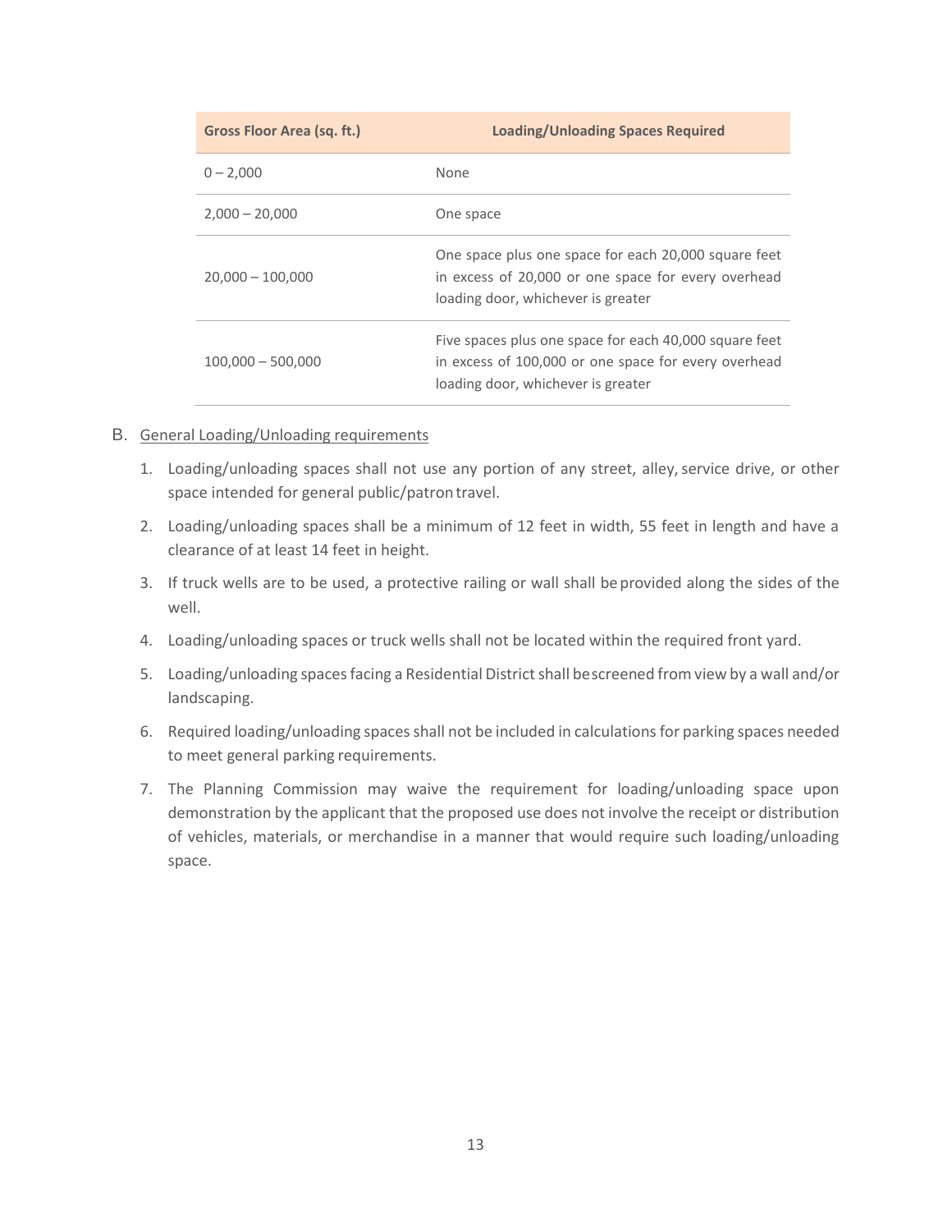| Gross Floor Area (sq. ft.) | Loading/Unloading Spaces Required |
|---|---|
| 0 – 2,000 | None |
| 2,000 – 20,000 | One space |
| 20,000 – 100,000 | One space plus one space for each 20,000 square feet in excess of 20,000 or one space for every overhead loading door, whichever is greater |
| 100,000 – 500,000 | Five spaces plus one space for each 40,000 square feet in excess of 100,000 or one space for every overhead loading door, whichever is greater |

B. General Loading/Unloading requirements

1. Loading/unloading spaces shall not use any portion of any street, alley, service drive, or other space intended for general public/patron travel.
2. Loading/unloading spaces shall be a minimum of 12 feet in width, 55 feet in length and have a clearance of at least 14 feet in height.
3. If truck wells are to be used, a protective railing or wall shall be provided along the sides of the well.
4. Loading/unloading spaces or truck wells shall not be located within the required front yard.
5. Loading/unloading spaces facing a Residential District shall be screened from view by a wall and/or landscaping.
6. Required loading/unloading spaces shall not be included in calculations for parking spaces needed to meet general parking requirements.
7. The Planning Commission may waive the requirement for loading/unloading space upon demonstration by the applicant that the proposed use does not involve the receipt or distribution of vehicles, materials, or merchandise in a manner that would require such loading/unloading space.